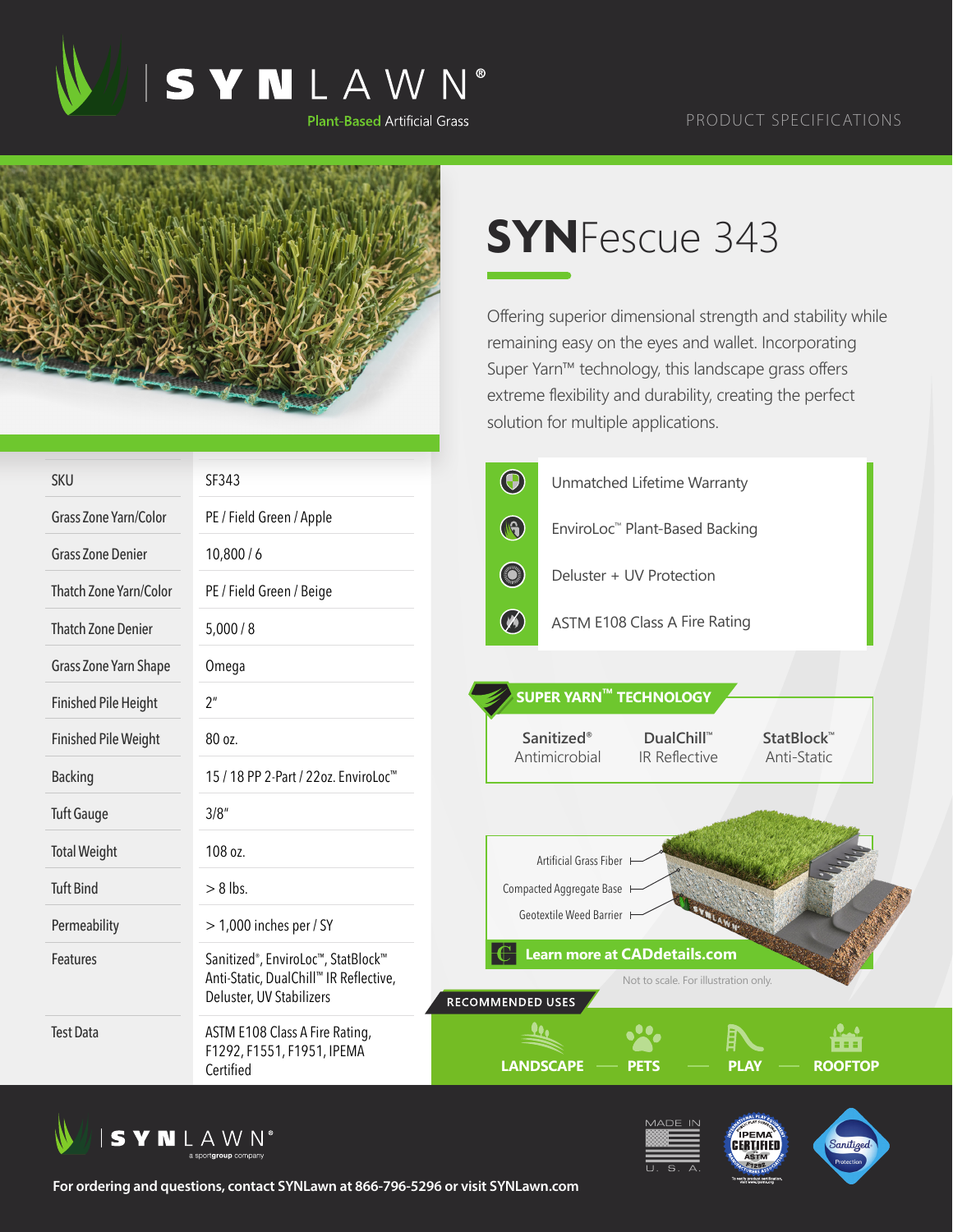# SYNLAWN®

Plant-Based Artificial Grass

PRODUCT SPECIFICATIONS

## SYNFescue 343

Offering superior dimensional strength and stability while remaining easy on the eyes and wallet. Incorporating Super Yarn™ technology, this landscape grass offers extreme flexibility and durability, creating the perfect solution for multiple applications.

| SKU | SF343 |
|---|---|
| Grass Zone Yarn/Color | PE / Field Green / Apple |
| Grass Zone Denier | 10,800 / 6 |
| Thatch Zone Yarn/Color | PE / Field Green / Beige |
| Thatch Zone Denier | 5,000 / 8 |
| Grass Zone Yarn Shape | Omega |
| Finished Pile Height | 2" |
| Finished Pile Weight | 80 oz. |
| Backing | 15 / 18 PP 2-Part / 22oz. EnviroLoc™ |
| Tuft Gauge | 3/8" |
| Total Weight | 108 oz. |
| Tuft Bind | > 8 lbs. |
| Permeability | > 1,000 inches per / SY |
| Features | Sanitized®, EnviroLoc™, StatBlock™ Anti-Static, DualChill™ IR Reflective, Deluster, UV Stabilizers |
| Test Data | ASTM E108 Class A Fire Rating, F1292, F1551, F1951, IPEMA Certified |

- Unmatched Lifetime Warranty
- EnviroLoc™ Plant-Based Backing
- Deluster + UV Protection
- ASTM E108 Class A Fire Rating

### SUPER YARN™ TECHNOLOGY

| Sanitized® | DualChill™ | StatBlock™ |
|---|---|---|
| Antimicrobial | IR Reflective | Anti-Static |

Artificial Grass Fiber
Compacted Aggregate Base
Geotextile Weed Barrier

**Learn more at CADdetails.com**

Not to scale. For illustration only.

### RECOMMENDED USES

LANDSCAPE — PETS — PLAY — ROOFTOP

SYNLAWN® a sportgroup company

MADE IN U. S. A.

**For ordering and questions, contact SYNLawn at 866-796-5296 or visit SYNLawn.com**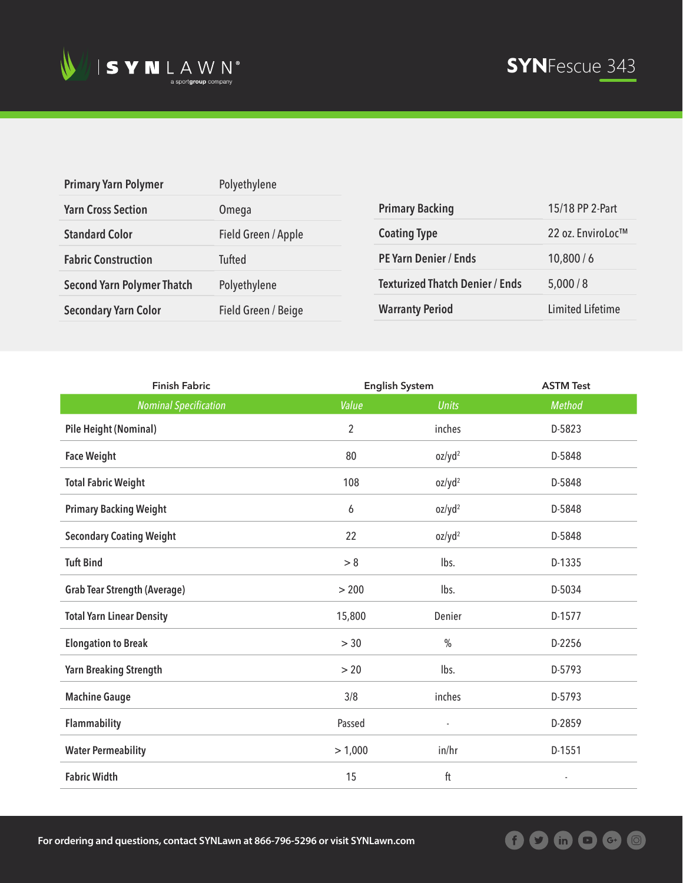# SYNFescue 343

| | |
|---|---|
| Primary Yarn Polymer | Polyethylene |
| Yarn Cross Section | Omega |
| Standard Color | Field Green / Apple |
| Fabric Construction | Tufted |
| Second Yarn Polymer Thatch | Polyethylene |
| Secondary Yarn Color | Field Green / Beige |

| | |
|---|---|
| Primary Backing | 15/18 PP 2-Part |
| Coating Type | 22 oz. EnviroLoc™ |
| PE Yarn Denier / Ends | 10,800 / 6 |
| Texturized Thatch Denier / Ends | 5,000 / 8 |
| Warranty Period | Limited Lifetime |

| Finish Fabric | English System | | ASTM Test |
|---|---|---|---|
| *Nominal Specification* | *Value* | *Units* | *Method* |
| Pile Height (Nominal) | 2 | inches | D-5823 |
| Face Weight | 80 | oz/yd² | D-5848 |
| Total Fabric Weight | 108 | oz/yd² | D-5848 |
| Primary Backing Weight | 6 | oz/yd² | D-5848 |
| Secondary Coating Weight | 22 | oz/yd² | D-5848 |
| Tuft Bind | > 8 | lbs. | D-1335 |
| Grab Tear Strength (Average) | > 200 | lbs. | D-5034 |
| Total Yarn Linear Density | 15,800 | Denier | D-1577 |
| Elongation to Break | > 30 | % | D-2256 |
| Yarn Breaking Strength | > 20 | lbs. | D-5793 |
| Machine Gauge | 3/8 | inches | D-5793 |
| Flammability | Passed | - | D-2859 |
| Water Permeability | > 1,000 | in/hr | D-1551 |
| Fabric Width | 15 | ft | - |

**For ordering and questions, contact SYNLawn at 866-796-5296 or visit SYNLawn.com**